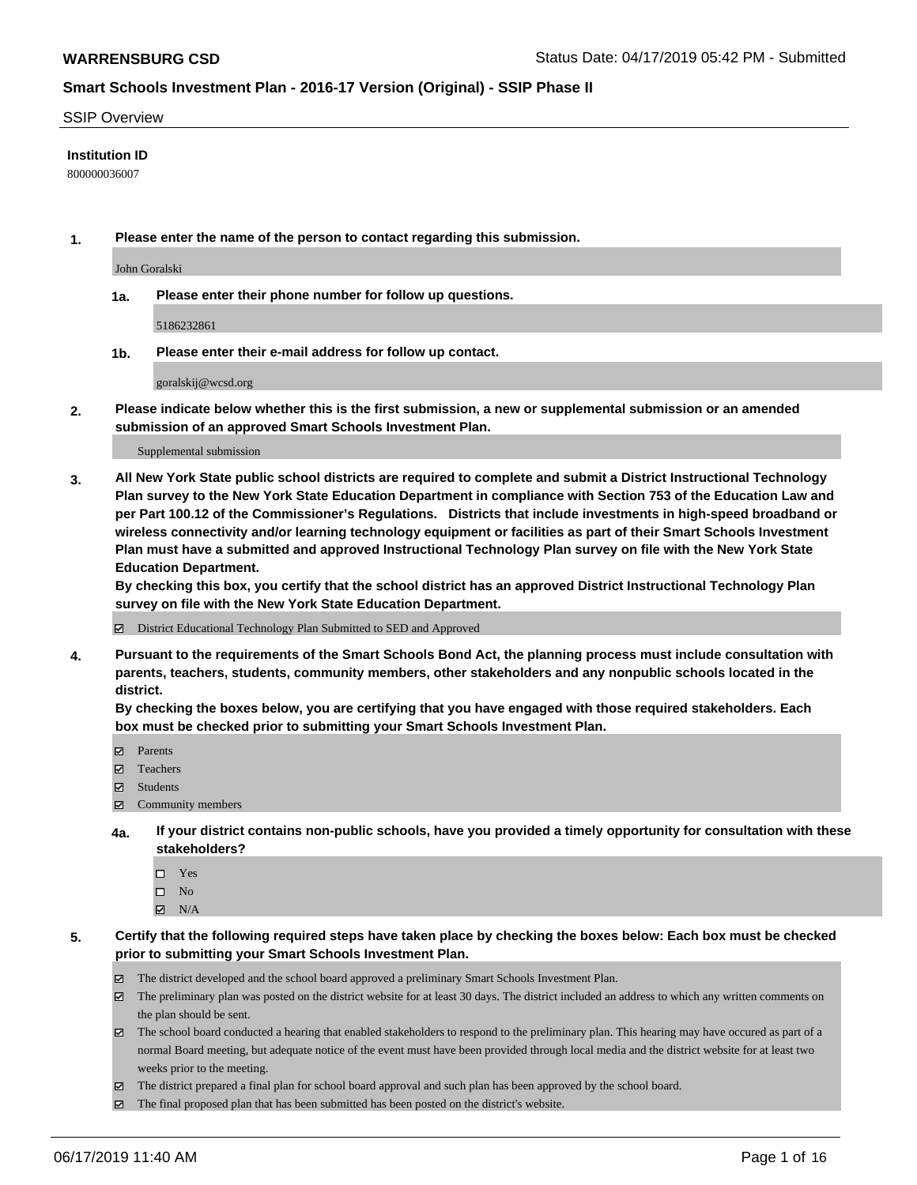# Smart Schools Investment Plan - 2016-17 Version (Original) - SSIP Phase II

SSIP Overview

**Institution ID**

800000036007

**1. Please enter the name of the person to contact regarding this submission.**

John Goralski

**1a. Please enter their phone number for follow up questions.**

5186232861

**1b. Please enter their e-mail address for follow up contact.**

goralskij@wcsd.org

**2. Please indicate below whether this is the first submission, a new or supplemental submission or an amended submission of an approved Smart Schools Investment Plan.**

Supplemental submission

**3. All New York State public school districts are required to complete and submit a District Instructional Technology Plan survey to the New York State Education Department in compliance with Section 753 of the Education Law and per Part 100.12 of the Commissioner's Regulations. Districts that include investments in high-speed broadband or wireless connectivity and/or learning technology equipment or facilities as part of their Smart Schools Investment Plan must have a submitted and approved Instructional Technology Plan survey on file with the New York State Education Department.**
**By checking this box, you certify that the school district has an approved District Instructional Technology Plan survey on file with the New York State Education Department.**

☑ District Educational Technology Plan Submitted to SED and Approved

**4. Pursuant to the requirements of the Smart Schools Bond Act, the planning process must include consultation with parents, teachers, students, community members, other stakeholders and any nonpublic schools located in the district.**
**By checking the boxes below, you are certifying that you have engaged with those required stakeholders. Each box must be checked prior to submitting your Smart Schools Investment Plan.**

☑ Parents
☑ Teachers
☑ Students
☑ Community members

**4a. If your district contains non-public schools, have you provided a timely opportunity for consultation with these stakeholders?**

☐ Yes
☐ No
☑ N/A

**5. Certify that the following required steps have taken place by checking the boxes below: Each box must be checked prior to submitting your Smart Schools Investment Plan.**

☑ The district developed and the school board approved a preliminary Smart Schools Investment Plan.
☑ The preliminary plan was posted on the district website for at least 30 days. The district included an address to which any written comments on the plan should be sent.
☑ The school board conducted a hearing that enabled stakeholders to respond to the preliminary plan. This hearing may have occured as part of a normal Board meeting, but adequate notice of the event must have been provided through local media and the district website for at least two weeks prior to the meeting.
☑ The district prepared a final plan for school board approval and such plan has been approved by the school board.
☑ The final proposed plan that has been submitted has been posted on the district's website.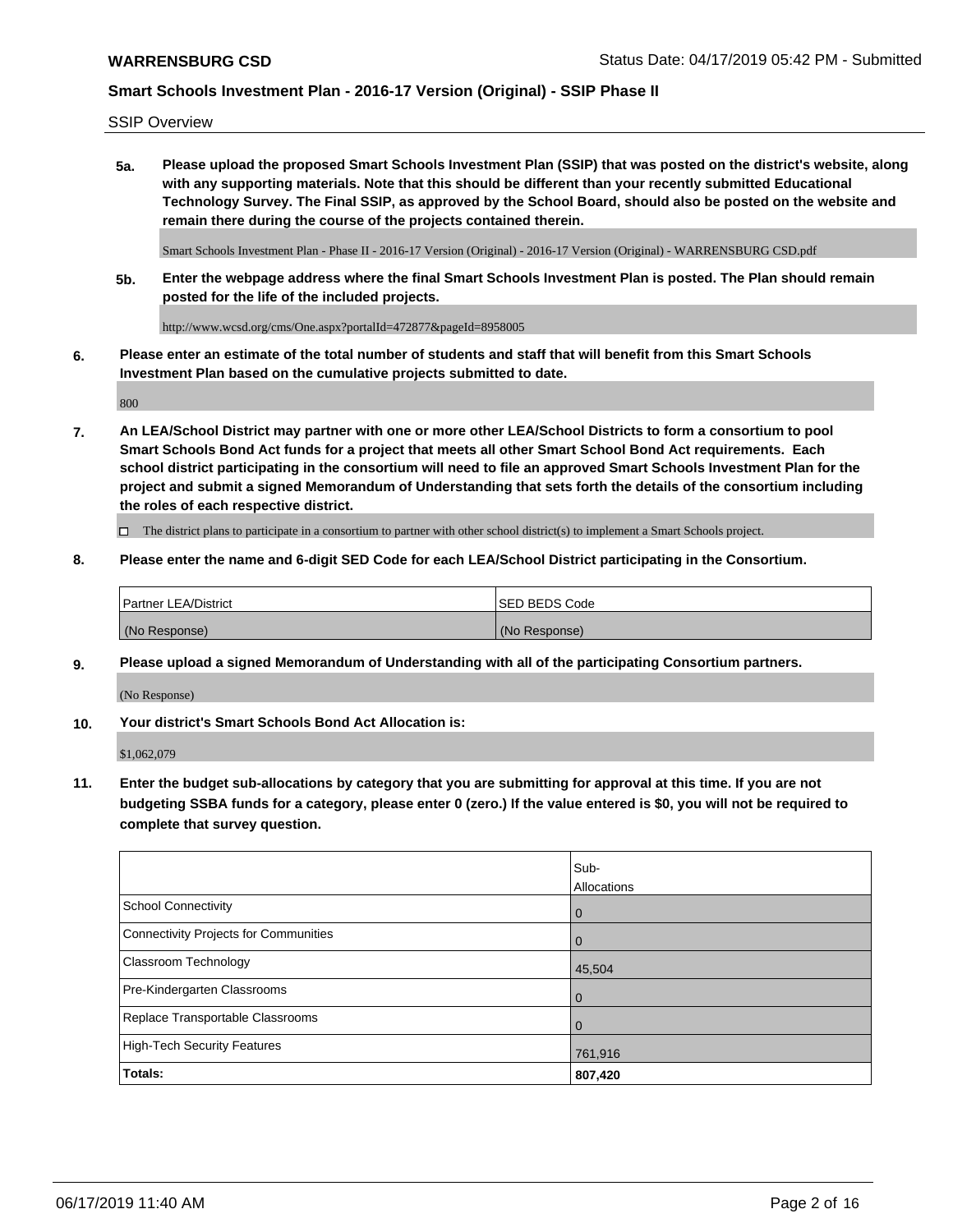SSIP Overview

**5a. Please upload the proposed Smart Schools Investment Plan (SSIP) that was posted on the district's website, along with any supporting materials. Note that this should be different than your recently submitted Educational Technology Survey. The Final SSIP, as approved by the School Board, should also be posted on the website and remain there during the course of the projects contained therein.**

Smart Schools Investment Plan - Phase II - 2016-17 Version (Original) - 2016-17 Version (Original) - WARRENSBURG CSD.pdf

**5b. Enter the webpage address where the final Smart Schools Investment Plan is posted. The Plan should remain posted for the life of the included projects.**

http://www.wcsd.org/cms/One.aspx?portalId=472877&pageId=8958005

**6. Please enter an estimate of the total number of students and staff that will benefit from this Smart Schools Investment Plan based on the cumulative projects submitted to date.**

800

**7. An LEA/School District may partner with one or more other LEA/School Districts to form a consortium to pool Smart Schools Bond Act funds for a project that meets all other Smart School Bond Act requirements. Each school district participating in the consortium will need to file an approved Smart Schools Investment Plan for the project and submit a signed Memorandum of Understanding that sets forth the details of the consortium including the roles of each respective district.**

☐ The district plans to participate in a consortium to partner with other school district(s) to implement a Smart Schools project.

**8. Please enter the name and 6-digit SED Code for each LEA/School District participating in the Consortium.**

| Partner LEA/District | SED BEDS Code |
|---|---|
| (No Response) | (No Response) |

**9. Please upload a signed Memorandum of Understanding with all of the participating Consortium partners.**

(No Response)

**10. Your district's Smart Schools Bond Act Allocation is:**

$1,062,079

**11. Enter the budget sub-allocations by category that you are submitting for approval at this time. If you are not budgeting SSBA funds for a category, please enter 0 (zero.) If the value entered is $0, you will not be required to complete that survey question.**

| | Sub-Allocations |
|---|---|
| School Connectivity | 0 |
| Connectivity Projects for Communities | 0 |
| Classroom Technology | 45,504 |
| Pre-Kindergarten Classrooms | 0 |
| Replace Transportable Classrooms | 0 |
| High-Tech Security Features | 761,916 |
| **Totals:** | **807,420** |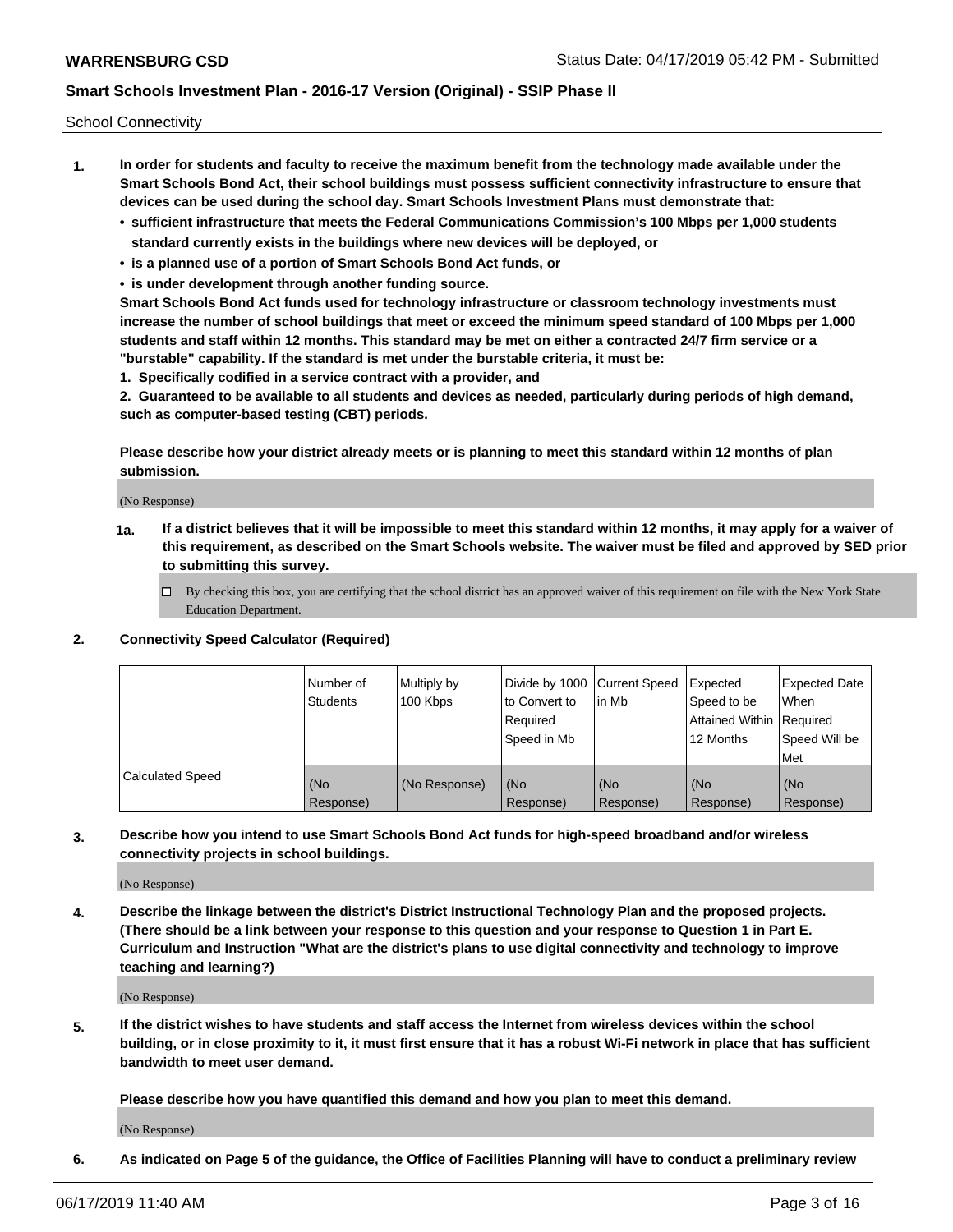School Connectivity

1. **In order for students and faculty to receive the maximum benefit from the technology made available under the Smart Schools Bond Act, their school buildings must possess sufficient connectivity infrastructure to ensure that devices can be used during the school day. Smart Schools Investment Plans must demonstrate that:**
   - **sufficient infrastructure that meets the Federal Communications Commission's 100 Mbps per 1,000 students standard currently exists in the buildings where new devices will be deployed, or**
   - **is a planned use of a portion of Smart Schools Bond Act funds, or**
   - **is under development through another funding source.**

   **Smart Schools Bond Act funds used for technology infrastructure or classroom technology investments must increase the number of school buildings that meet or exceed the minimum speed standard of 100 Mbps per 1,000 students and staff within 12 months. This standard may be met on either a contracted 24/7 firm service or a "burstable" capability. If the standard is met under the burstable criteria, it must be:**

   **1. Specifically codified in a service contract with a provider, and**

   **2. Guaranteed to be available to all students and devices as needed, particularly during periods of high demand, such as computer-based testing (CBT) periods.**

   **Please describe how your district already meets or is planning to meet this standard within 12 months of plan submission.**

   (No Response)

   **1a. If a district believes that it will be impossible to meet this standard within 12 months, it may apply for a waiver of this requirement, as described on the Smart Schools website. The waiver must be filed and approved by SED prior to submitting this survey.**

   ☐ By checking this box, you are certifying that the school district has an approved waiver of this requirement on file with the New York State Education Department.

2. **Connectivity Speed Calculator (Required)**

| | Number of Students | Multiply by 100 Kbps | Divide by 1000 to Convert to Required Speed in Mb | Current Speed in Mb | Expected Speed to be Attained Within 12 Months | Expected Date When Required Speed Will be Met |
|---|---|---|---|---|---|---|
| Calculated Speed | (No Response) | (No Response) | (No Response) | (No Response) | (No Response) | (No Response) |

3. **Describe how you intend to use Smart Schools Bond Act funds for high-speed broadband and/or wireless connectivity projects in school buildings.**

   (No Response)

4. **Describe the linkage between the district's District Instructional Technology Plan and the proposed projects. (There should be a link between your response to this question and your response to Question 1 in Part E. Curriculum and Instruction "What are the district's plans to use digital connectivity and technology to improve teaching and learning?)**

   (No Response)

5. **If the district wishes to have students and staff access the Internet from wireless devices within the school building, or in close proximity to it, it must first ensure that it has a robust Wi-Fi network in place that has sufficient bandwidth to meet user demand.**

   **Please describe how you have quantified this demand and how you plan to meet this demand.**

   (No Response)

6. **As indicated on Page 5 of the guidance, the Office of Facilities Planning will have to conduct a preliminary review**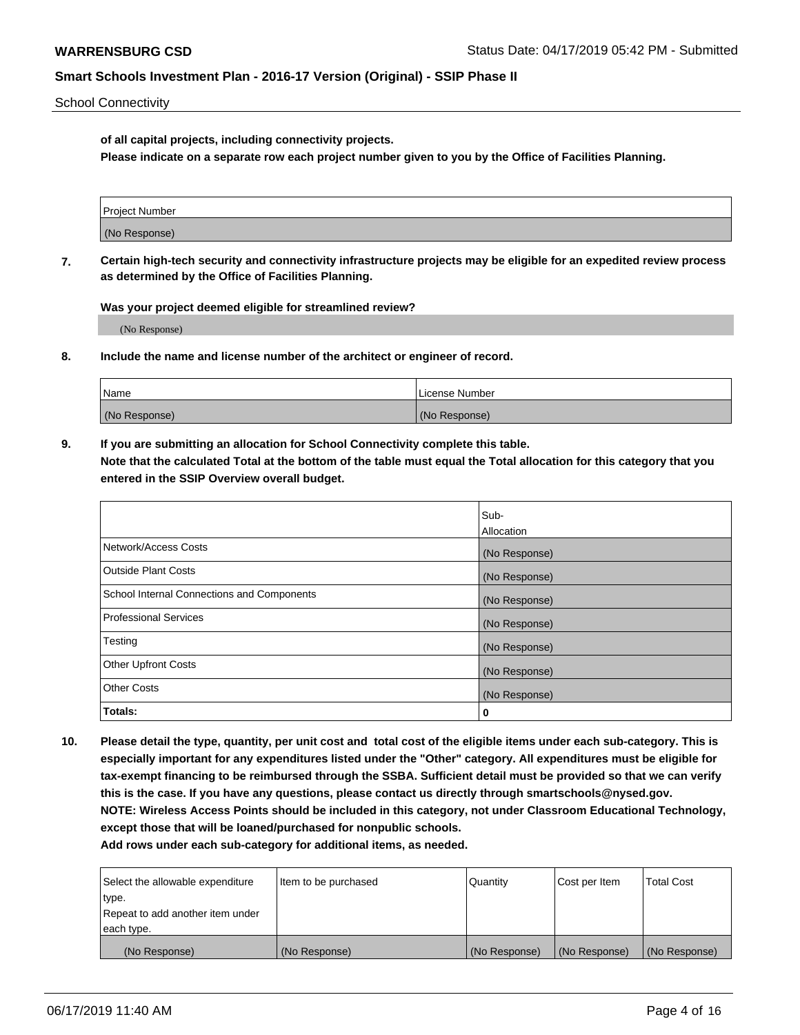School Connectivity

**of all capital projects, including connectivity projects.**
**Please indicate on a separate row each project number given to you by the Office of Facilities Planning.**

| Project Number |
|---|
| (No Response) |

**7. Certain high-tech security and connectivity infrastructure projects may be eligible for an expedited review process as determined by the Office of Facilities Planning.**

**Was your project deemed eligible for streamlined review?**

(No Response)

**8. Include the name and license number of the architect or engineer of record.**

| Name | License Number |
|---|---|
| (No Response) | (No Response) |

**9. If you are submitting an allocation for School Connectivity complete this table.**
**Note that the calculated Total at the bottom of the table must equal the Total allocation for this category that you entered in the SSIP Overview overall budget.**

| | Sub-Allocation |
|---|---|
| Network/Access Costs | (No Response) |
| Outside Plant Costs | (No Response) |
| School Internal Connections and Components | (No Response) |
| Professional Services | (No Response) |
| Testing | (No Response) |
| Other Upfront Costs | (No Response) |
| Other Costs | (No Response) |
| **Totals:** | **0** |

**10. Please detail the type, quantity, per unit cost and total cost of the eligible items under each sub-category. This is especially important for any expenditures listed under the "Other" category. All expenditures must be eligible for tax-exempt financing to be reimbursed through the SSBA. Sufficient detail must be provided so that we can verify this is the case. If you have any questions, please contact us directly through smartschools@nysed.gov.**
**NOTE: Wireless Access Points should be included in this category, not under Classroom Educational Technology, except those that will be loaned/purchased for nonpublic schools.**
**Add rows under each sub-category for additional items, as needed.**

| Select the allowable expenditure type. Repeat to add another item under each type. | Item to be purchased | Quantity | Cost per Item | Total Cost |
|---|---|---|---|---|
| (No Response) | (No Response) | (No Response) | (No Response) | (No Response) |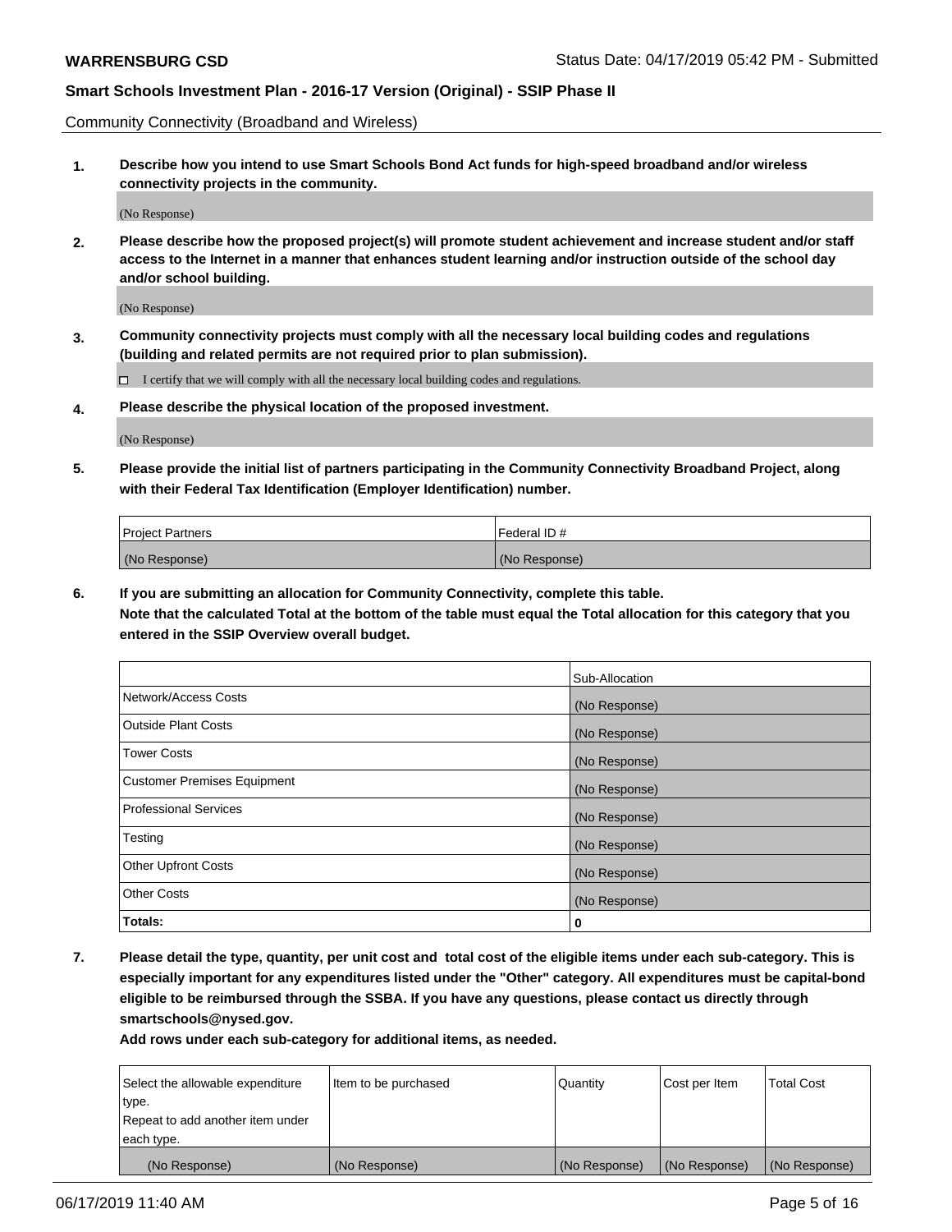Community Connectivity (Broadband and Wireless)

**1. Describe how you intend to use Smart Schools Bond Act funds for high-speed broadband and/or wireless connectivity projects in the community.**

(No Response)

**2. Please describe how the proposed project(s) will promote student achievement and increase student and/or staff access to the Internet in a manner that enhances student learning and/or instruction outside of the school day and/or school building.**

(No Response)

**3. Community connectivity projects must comply with all the necessary local building codes and regulations (building and related permits are not required prior to plan submission).**

☐ I certify that we will comply with all the necessary local building codes and regulations.

**4. Please describe the physical location of the proposed investment.**

(No Response)

**5. Please provide the initial list of partners participating in the Community Connectivity Broadband Project, along with their Federal Tax Identification (Employer Identification) number.**

| Project Partners | Federal ID # |
|---|---|
| (No Response) | (No Response) |

**6. If you are submitting an allocation for Community Connectivity, complete this table. Note that the calculated Total at the bottom of the table must equal the Total allocation for this category that you entered in the SSIP Overview overall budget.**

| | Sub-Allocation |
|---|---|
| Network/Access Costs | (No Response) |
| Outside Plant Costs | (No Response) |
| Tower Costs | (No Response) |
| Customer Premises Equipment | (No Response) |
| Professional Services | (No Response) |
| Testing | (No Response) |
| Other Upfront Costs | (No Response) |
| Other Costs | (No Response) |
| **Totals:** | **0** |

**7. Please detail the type, quantity, per unit cost and total cost of the eligible items under each sub-category. This is especially important for any expenditures listed under the "Other" category. All expenditures must be capital-bond eligible to be reimbursed through the SSBA. If you have any questions, please contact us directly through smartschools@nysed.gov.**

**Add rows under each sub-category for additional items, as needed.**

| Select the allowable expenditure type. Repeat to add another item under each type. | Item to be purchased | Quantity | Cost per Item | Total Cost |
|---|---|---|---|---|
| (No Response) | (No Response) | (No Response) | (No Response) | (No Response) |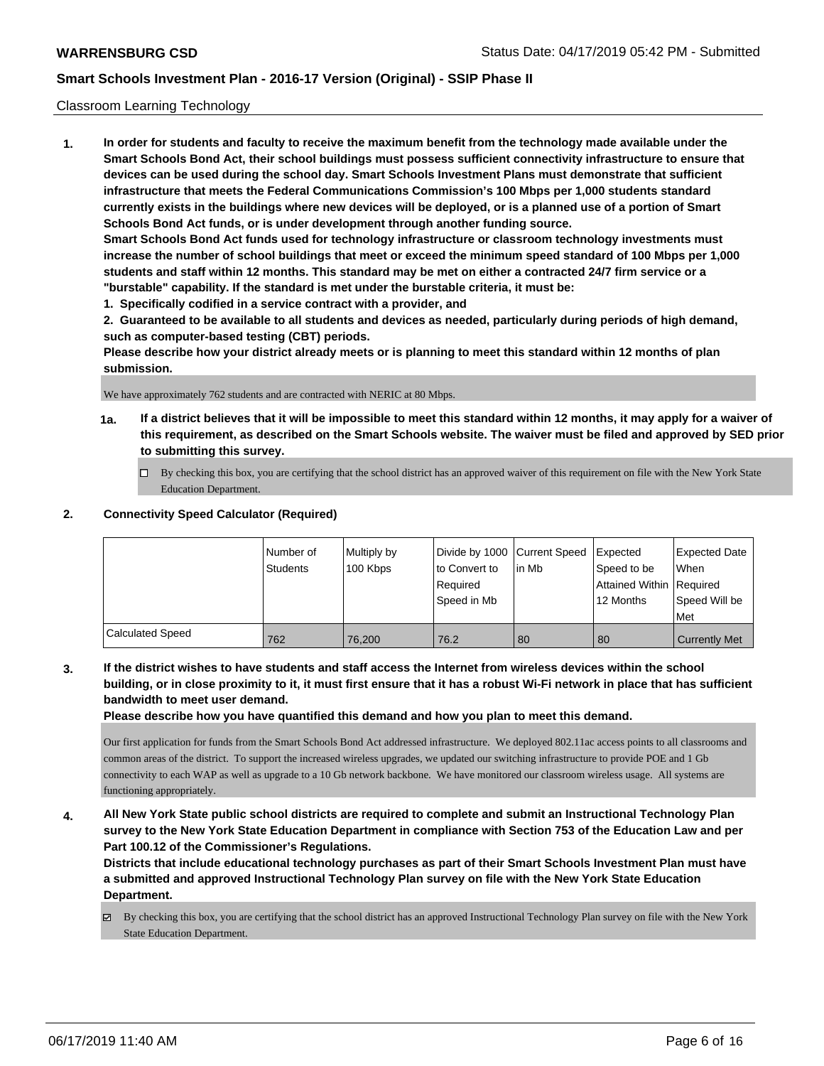Classroom Learning Technology

**1. In order for students and faculty to receive the maximum benefit from the technology made available under the Smart Schools Bond Act, their school buildings must possess sufficient connectivity infrastructure to ensure that devices can be used during the school day. Smart Schools Investment Plans must demonstrate that sufficient infrastructure that meets the Federal Communications Commission's 100 Mbps per 1,000 students standard currently exists in the buildings where new devices will be deployed, or is a planned use of a portion of Smart Schools Bond Act funds, or is under development through another funding source.**

**Smart Schools Bond Act funds used for technology infrastructure or classroom technology investments must increase the number of school buildings that meet or exceed the minimum speed standard of 100 Mbps per 1,000 students and staff within 12 months. This standard may be met on either a contracted 24/7 firm service or a "burstable" capability. If the standard is met under the burstable criteria, it must be:**

**1. Specifically codified in a service contract with a provider, and**

**2. Guaranteed to be available to all students and devices as needed, particularly during periods of high demand, such as computer-based testing (CBT) periods.**

**Please describe how your district already meets or is planning to meet this standard within 12 months of plan submission.**

We have approximately 762 students and are contracted with NERIC at 80 Mbps.

**1a. If a district believes that it will be impossible to meet this standard within 12 months, it may apply for a waiver of this requirement, as described on the Smart Schools website. The waiver must be filed and approved by SED prior to submitting this survey.**

☐ By checking this box, you are certifying that the school district has an approved waiver of this requirement on file with the New York State Education Department.

**2. Connectivity Speed Calculator (Required)**

| | Number of Students | Multiply by 100 Kbps | Divide by 1000 to Convert to Required Speed in Mb | Current Speed in Mb | Expected Speed to be Attained Within 12 Months | Expected Date When Required Speed Will be Met |
|---|---|---|---|---|---|---|
| Calculated Speed | 762 | 76,200 | 76.2 | 80 | 80 | Currently Met |

**3. If the district wishes to have students and staff access the Internet from wireless devices within the school building, or in close proximity to it, it must first ensure that it has a robust Wi-Fi network in place that has sufficient bandwidth to meet user demand.**

**Please describe how you have quantified this demand and how you plan to meet this demand.**

Our first application for funds from the Smart Schools Bond Act addressed infrastructure. We deployed 802.11ac access points to all classrooms and common areas of the district. To support the increased wireless upgrades, we updated our switching infrastructure to provide POE and 1 Gb connectivity to each WAP as well as upgrade to a 10 Gb network backbone. We have monitored our classroom wireless usage. All systems are functioning appropriately.

**4. All New York State public school districts are required to complete and submit an Instructional Technology Plan survey to the New York State Education Department in compliance with Section 753 of the Education Law and per Part 100.12 of the Commissioner's Regulations.**

**Districts that include educational technology purchases as part of their Smart Schools Investment Plan must have a submitted and approved Instructional Technology Plan survey on file with the New York State Education Department.**

☑ By checking this box, you are certifying that the school district has an approved Instructional Technology Plan survey on file with the New York State Education Department.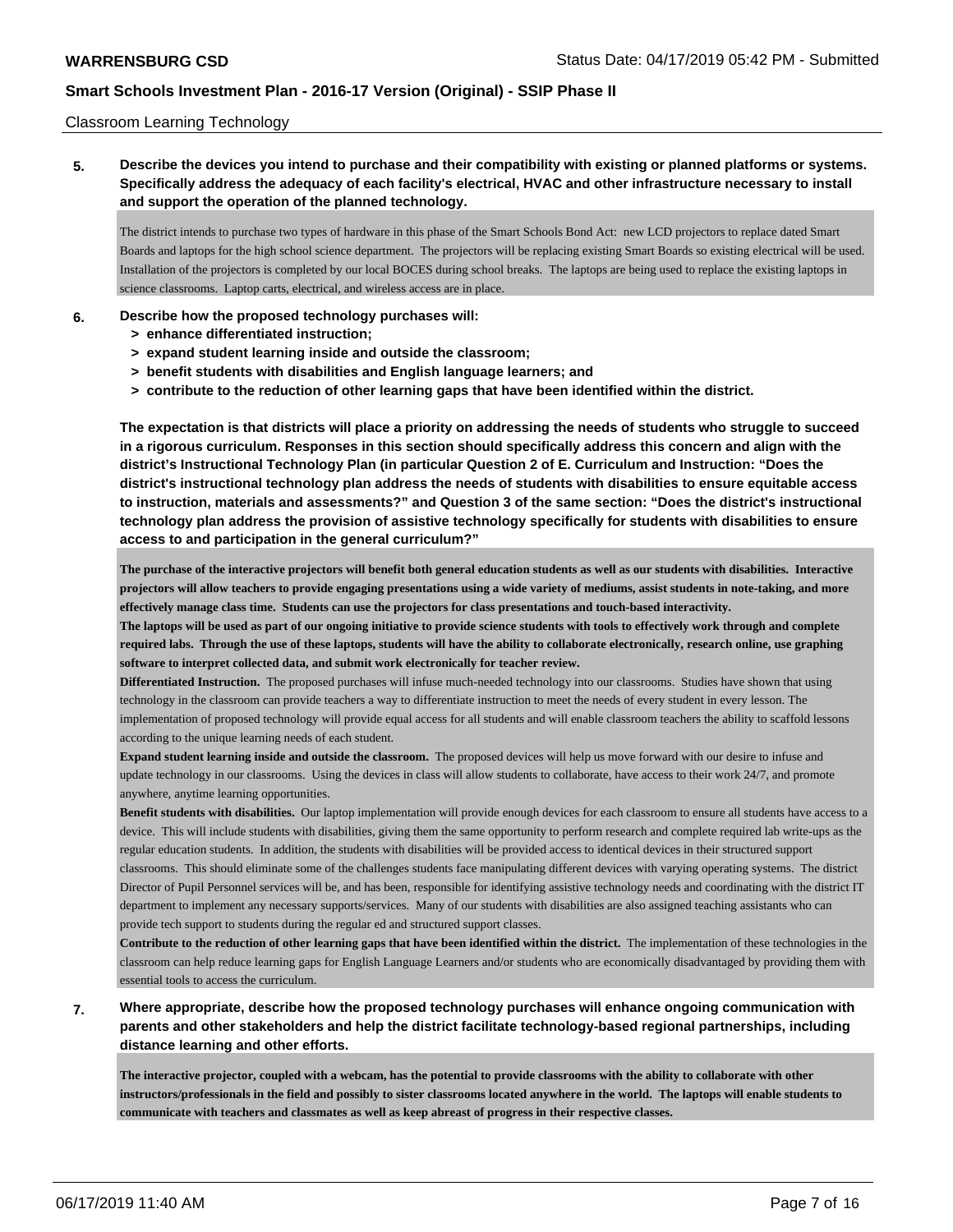Classroom Learning Technology

**5. Describe the devices you intend to purchase and their compatibility with existing or planned platforms or systems. Specifically address the adequacy of each facility's electrical, HVAC and other infrastructure necessary to install and support the operation of the planned technology.**

The district intends to purchase two types of hardware in this phase of the Smart Schools Bond Act: new LCD projectors to replace dated Smart Boards and laptops for the high school science department. The projectors will be replacing existing Smart Boards so existing electrical will be used. Installation of the projectors is completed by our local BOCES during school breaks. The laptops are being used to replace the existing laptops in science classrooms. Laptop carts, electrical, and wireless access are in place.

**6. Describe how the proposed technology purchases will:**
- **> enhance differentiated instruction;**
- **> expand student learning inside and outside the classroom;**
- **> benefit students with disabilities and English language learners; and**
- **> contribute to the reduction of other learning gaps that have been identified within the district.**

**The expectation is that districts will place a priority on addressing the needs of students who struggle to succeed in a rigorous curriculum. Responses in this section should specifically address this concern and align with the district's Instructional Technology Plan (in particular Question 2 of E. Curriculum and Instruction: "Does the district's instructional technology plan address the needs of students with disabilities to ensure equitable access to instruction, materials and assessments?" and Question 3 of the same section: "Does the district's instructional technology plan address the provision of assistive technology specifically for students with disabilities to ensure access to and participation in the general curriculum?"**

**The purchase of the interactive projectors will benefit both general education students as well as our students with disabilities. Interactive projectors will allow teachers to provide engaging presentations using a wide variety of mediums, assist students in note-taking, and more effectively manage class time. Students can use the projectors for class presentations and touch-based interactivity.**

**The laptops will be used as part of our ongoing initiative to provide science students with tools to effectively work through and complete required labs. Through the use of these laptops, students will have the ability to collaborate electronically, research online, use graphing software to interpret collected data, and submit work electronically for teacher review.**

**Differentiated Instruction.** The proposed purchases will infuse much-needed technology into our classrooms. Studies have shown that using technology in the classroom can provide teachers a way to differentiate instruction to meet the needs of every student in every lesson. The implementation of proposed technology will provide equal access for all students and will enable classroom teachers the ability to scaffold lessons according to the unique learning needs of each student.

**Expand student learning inside and outside the classroom.** The proposed devices will help us move forward with our desire to infuse and update technology in our classrooms. Using the devices in class will allow students to collaborate, have access to their work 24/7, and promote anywhere, anytime learning opportunities.

**Benefit students with disabilities.** Our laptop implementation will provide enough devices for each classroom to ensure all students have access to a device. This will include students with disabilities, giving them the same opportunity to perform research and complete required lab write-ups as the regular education students. In addition, the students with disabilities will be provided access to identical devices in their structured support classrooms. This should eliminate some of the challenges students face manipulating different devices with varying operating systems. The district Director of Pupil Personnel services will be, and has been, responsible for identifying assistive technology needs and coordinating with the district IT department to implement any necessary supports/services. Many of our students with disabilities are also assigned teaching assistants who can provide tech support to students during the regular ed and structured support classes.

**Contribute to the reduction of other learning gaps that have been identified within the district.** The implementation of these technologies in the classroom can help reduce learning gaps for English Language Learners and/or students who are economically disadvantaged by providing them with essential tools to access the curriculum.

**7. Where appropriate, describe how the proposed technology purchases will enhance ongoing communication with parents and other stakeholders and help the district facilitate technology-based regional partnerships, including distance learning and other efforts.**

**The interactive projector, coupled with a webcam, has the potential to provide classrooms with the ability to collaborate with other instructors/professionals in the field and possibly to sister classrooms located anywhere in the world. The laptops will enable students to communicate with teachers and classmates as well as keep abreast of progress in their respective classes.**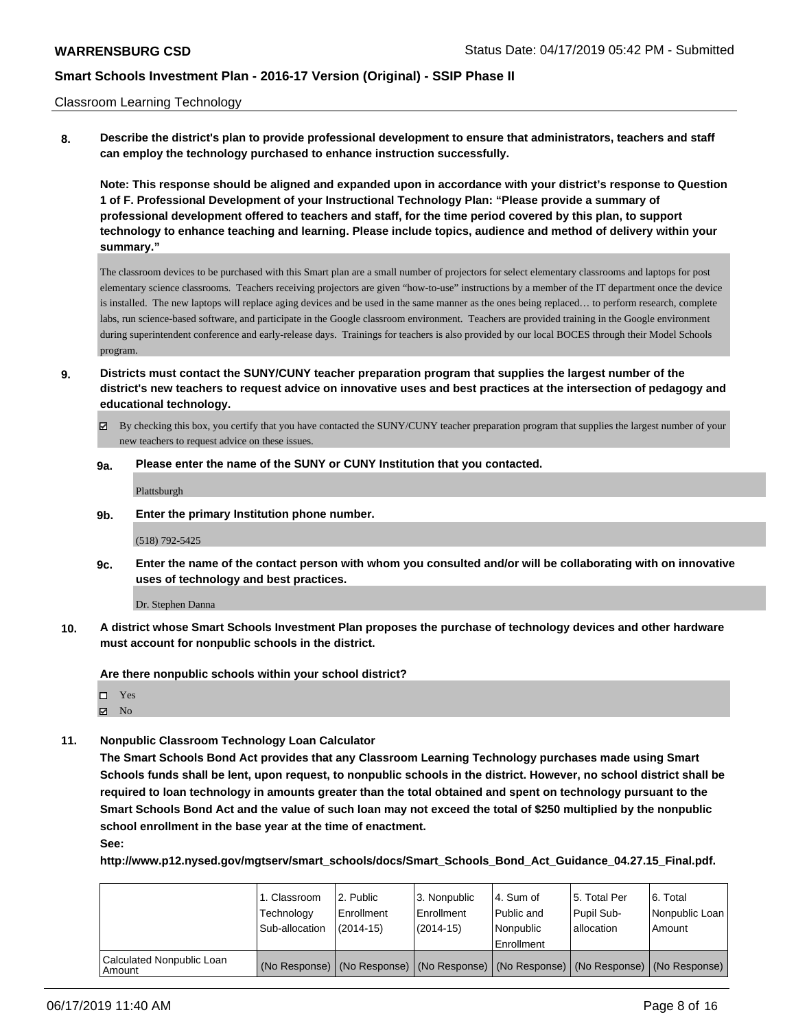Classroom Learning Technology

**8. Describe the district's plan to provide professional development to ensure that administrators, teachers and staff can employ the technology purchased to enhance instruction successfully.**

**Note: This response should be aligned and expanded upon in accordance with your district's response to Question 1 of F. Professional Development of your Instructional Technology Plan: "Please provide a summary of professional development offered to teachers and staff, for the time period covered by this plan, to support technology to enhance teaching and learning. Please include topics, audience and method of delivery within your summary."**

The classroom devices to be purchased with this Smart plan are a small number of projectors for select elementary classrooms and laptops for post elementary science classrooms. Teachers receiving projectors are given "how-to-use" instructions by a member of the IT department once the device is installed. The new laptops will replace aging devices and be used in the same manner as the ones being replaced… to perform research, complete labs, run science-based software, and participate in the Google classroom environment. Teachers are provided training in the Google environment during superintendent conference and early-release days. Trainings for teachers is also provided by our local BOCES through their Model Schools program.

**9. Districts must contact the SUNY/CUNY teacher preparation program that supplies the largest number of the district's new teachers to request advice on innovative uses and best practices at the intersection of pedagogy and educational technology.**

- ☑ By checking this box, you certify that you have contacted the SUNY/CUNY teacher preparation program that supplies the largest number of your new teachers to request advice on these issues.

**9a. Please enter the name of the SUNY or CUNY Institution that you contacted.**

Plattsburgh

**9b. Enter the primary Institution phone number.**

(518) 792-5425

**9c. Enter the name of the contact person with whom you consulted and/or will be collaborating with on innovative uses of technology and best practices.**

Dr. Stephen Danna

**10. A district whose Smart Schools Investment Plan proposes the purchase of technology devices and other hardware must account for nonpublic schools in the district.**

**Are there nonpublic schools within your school district?**

- ☐ Yes
- ☑ No

**11. Nonpublic Classroom Technology Loan Calculator**

**The Smart Schools Bond Act provides that any Classroom Learning Technology purchases made using Smart Schools funds shall be lent, upon request, to nonpublic schools in the district. However, no school district shall be required to loan technology in amounts greater than the total obtained and spent on technology pursuant to the Smart Schools Bond Act and the value of such loan may not exceed the total of $250 multiplied by the nonpublic school enrollment in the base year at the time of enactment.**

**See:**

**http://www.p12.nysed.gov/mgtserv/smart_schools/docs/Smart_Schools_Bond_Act_Guidance_04.27.15_Final.pdf.**

| | 1. Classroom Technology Sub-allocation | 2. Public Enrollment (2014-15) | 3. Nonpublic Enrollment (2014-15) | 4. Sum of Public and Nonpublic Enrollment | 5. Total Per Pupil Sub-allocation | 6. Total Nonpublic Loan Amount |
|---|---|---|---|---|---|---|
| Calculated Nonpublic Loan Amount | (No Response) | (No Response) | (No Response) | (No Response) | (No Response) | (No Response) |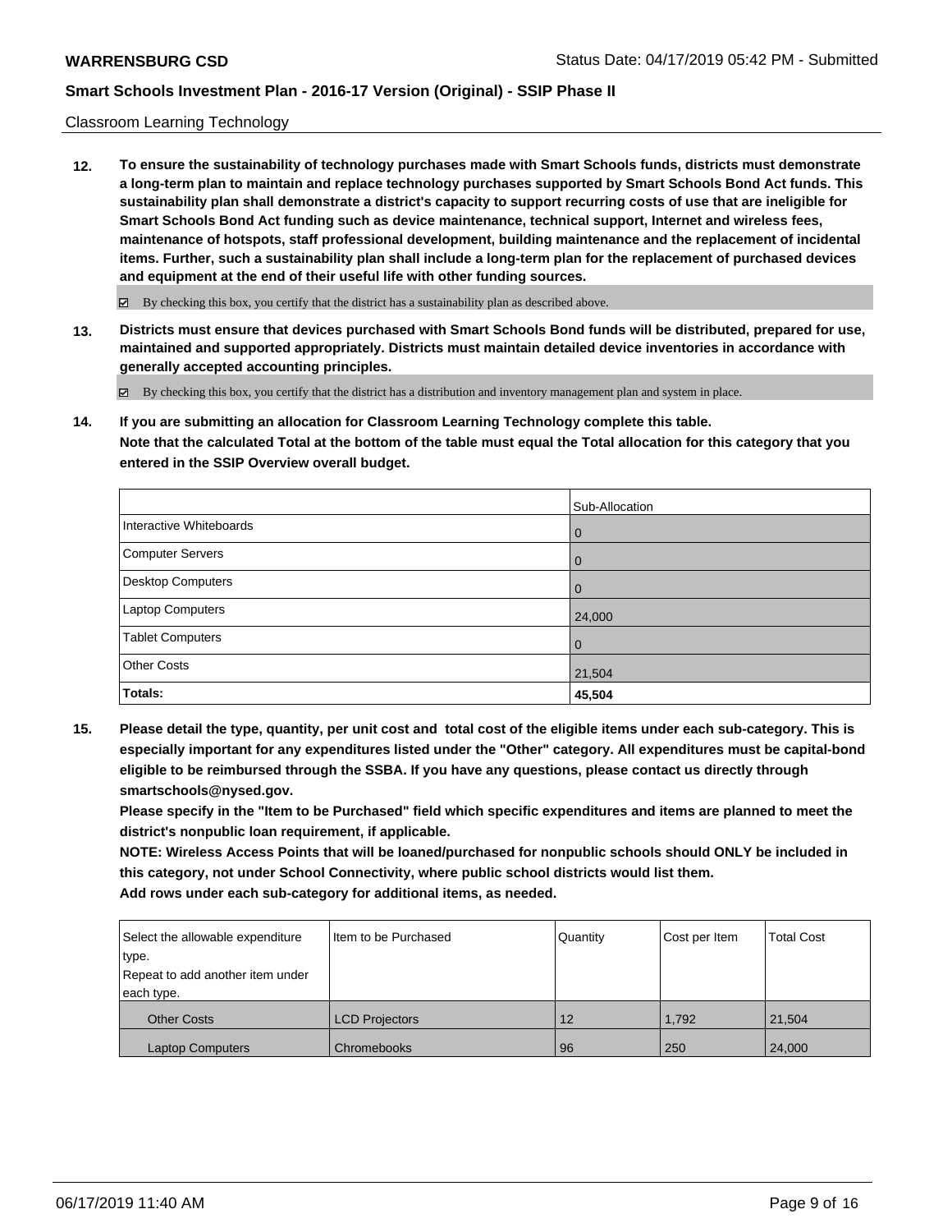Classroom Learning Technology

**12. To ensure the sustainability of technology purchases made with Smart Schools funds, districts must demonstrate a long-term plan to maintain and replace technology purchases supported by Smart Schools Bond Act funds. This sustainability plan shall demonstrate a district's capacity to support recurring costs of use that are ineligible for Smart Schools Bond Act funding such as device maintenance, technical support, Internet and wireless fees, maintenance of hotspots, staff professional development, building maintenance and the replacement of incidental items. Further, such a sustainability plan shall include a long-term plan for the replacement of purchased devices and equipment at the end of their useful life with other funding sources.**

☑ By checking this box, you certify that the district has a sustainability plan as described above.

**13. Districts must ensure that devices purchased with Smart Schools Bond funds will be distributed, prepared for use, maintained and supported appropriately. Districts must maintain detailed device inventories in accordance with generally accepted accounting principles.**

☑ By checking this box, you certify that the district has a distribution and inventory management plan and system in place.

**14. If you are submitting an allocation for Classroom Learning Technology complete this table.**
**Note that the calculated Total at the bottom of the table must equal the Total allocation for this category that you entered in the SSIP Overview overall budget.**

| | Sub-Allocation |
|---|---|
| Interactive Whiteboards | 0 |
| Computer Servers | 0 |
| Desktop Computers | 0 |
| Laptop Computers | 24,000 |
| Tablet Computers | 0 |
| Other Costs | 21,504 |
| **Totals:** | **45,504** |

**15. Please detail the type, quantity, per unit cost and total cost of the eligible items under each sub-category. This is especially important for any expenditures listed under the "Other" category. All expenditures must be capital-bond eligible to be reimbursed through the SSBA. If you have any questions, please contact us directly through smartschools@nysed.gov.**
**Please specify in the "Item to be Purchased" field which specific expenditures and items are planned to meet the district's nonpublic loan requirement, if applicable.**
**NOTE: Wireless Access Points that will be loaned/purchased for nonpublic schools should ONLY be included in this category, not under School Connectivity, where public school districts would list them.**
**Add rows under each sub-category for additional items, as needed.**

| Select the allowable expenditure type. Repeat to add another item under each type. | Item to be Purchased | Quantity | Cost per Item | Total Cost |
|---|---|---|---|---|
| Other Costs | LCD Projectors | 12 | 1,792 | 21,504 |
| Laptop Computers | Chromebooks | 96 | 250 | 24,000 |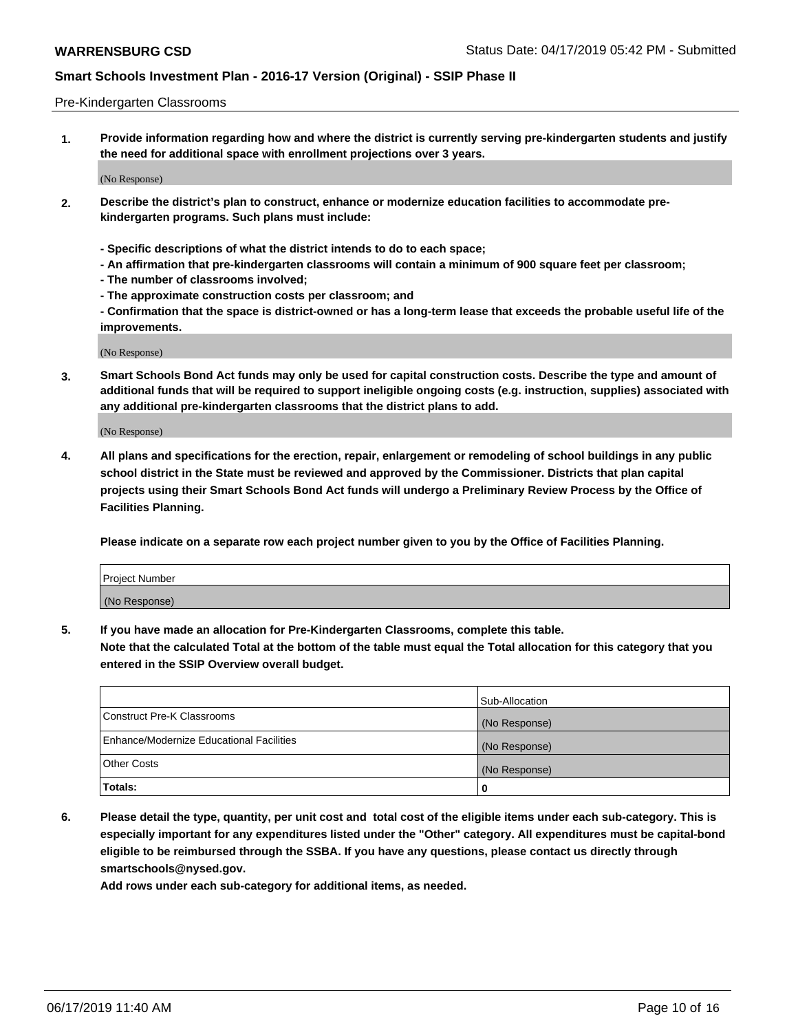Pre-Kindergarten Classrooms

1. **Provide information regarding how and where the district is currently serving pre-kindergarten students and justify the need for additional space with enrollment projections over 3 years.**

   (No Response)

2. **Describe the district's plan to construct, enhance or modernize education facilities to accommodate pre-kindergarten programs. Such plans must include:**

   **- Specific descriptions of what the district intends to do to each space;**
   **- An affirmation that pre-kindergarten classrooms will contain a minimum of 900 square feet per classroom;**
   **- The number of classrooms involved;**
   **- The approximate construction costs per classroom; and**
   **- Confirmation that the space is district-owned or has a long-term lease that exceeds the probable useful life of the improvements.**

   (No Response)

3. **Smart Schools Bond Act funds may only be used for capital construction costs. Describe the type and amount of additional funds that will be required to support ineligible ongoing costs (e.g. instruction, supplies) associated with any additional pre-kindergarten classrooms that the district plans to add.**

   (No Response)

4. **All plans and specifications for the erection, repair, enlargement or remodeling of school buildings in any public school district in the State must be reviewed and approved by the Commissioner. Districts that plan capital projects using their Smart Schools Bond Act funds will undergo a Preliminary Review Process by the Office of Facilities Planning.**

   **Please indicate on a separate row each project number given to you by the Office of Facilities Planning.**

| Project Number |
|---|
| (No Response) |

5. **If you have made an allocation for Pre-Kindergarten Classrooms, complete this table.**
   **Note that the calculated Total at the bottom of the table must equal the Total allocation for this category that you entered in the SSIP Overview overall budget.**

| | Sub-Allocation |
|---|---|
| Construct Pre-K Classrooms | (No Response) |
| Enhance/Modernize Educational Facilities | (No Response) |
| Other Costs | (No Response) |
| **Totals:** | **0** |

6. **Please detail the type, quantity, per unit cost and total cost of the eligible items under each sub-category. This is especially important for any expenditures listed under the "Other" category. All expenditures must be capital-bond eligible to be reimbursed through the SSBA. If you have any questions, please contact us directly through smartschools@nysed.gov.**
   **Add rows under each sub-category for additional items, as needed.**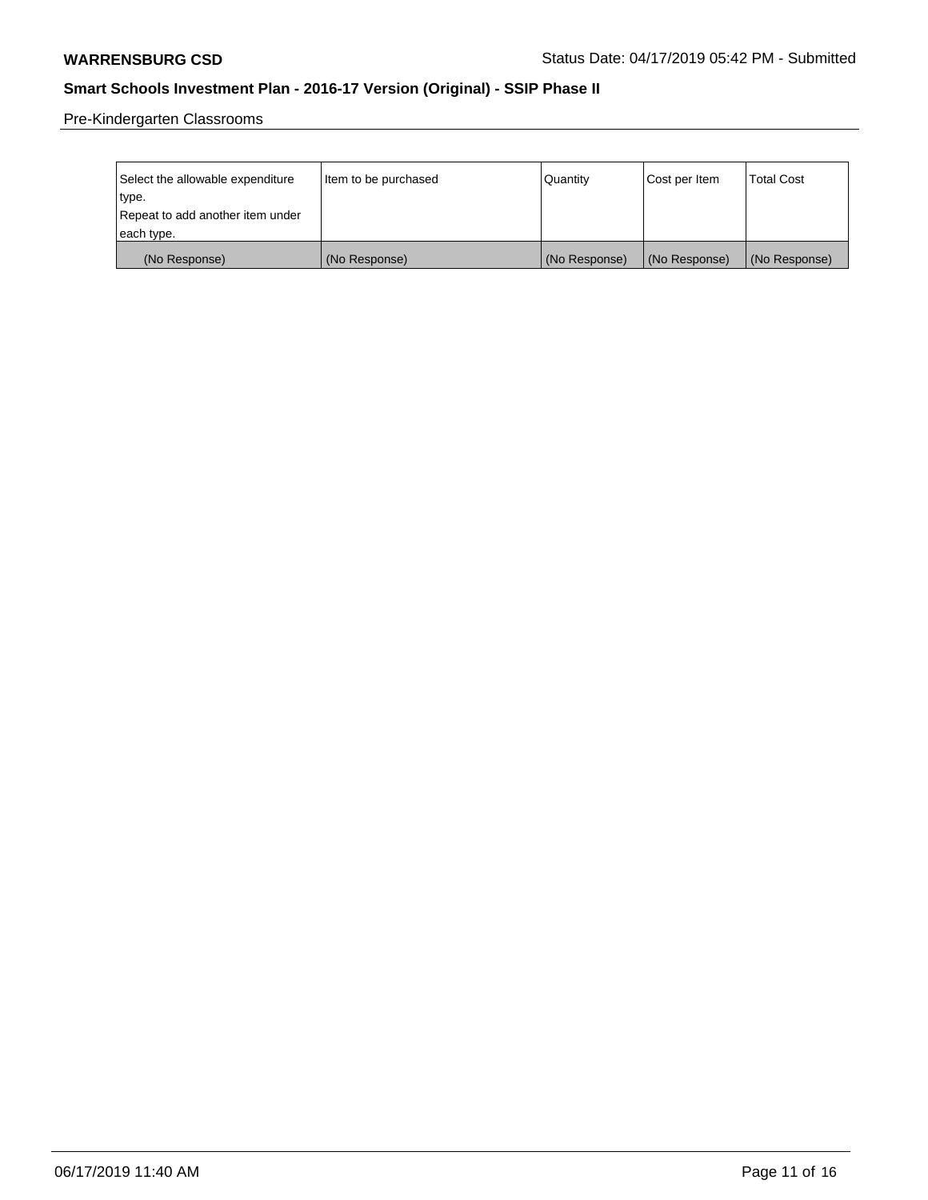Pre-Kindergarten Classrooms

| Select the allowable expenditure type.<br>Repeat to add another item under each type. | Item to be purchased | Quantity | Cost per Item | Total Cost |
|---|---|---|---|---|
| (No Response) | (No Response) | (No Response) | (No Response) | (No Response) |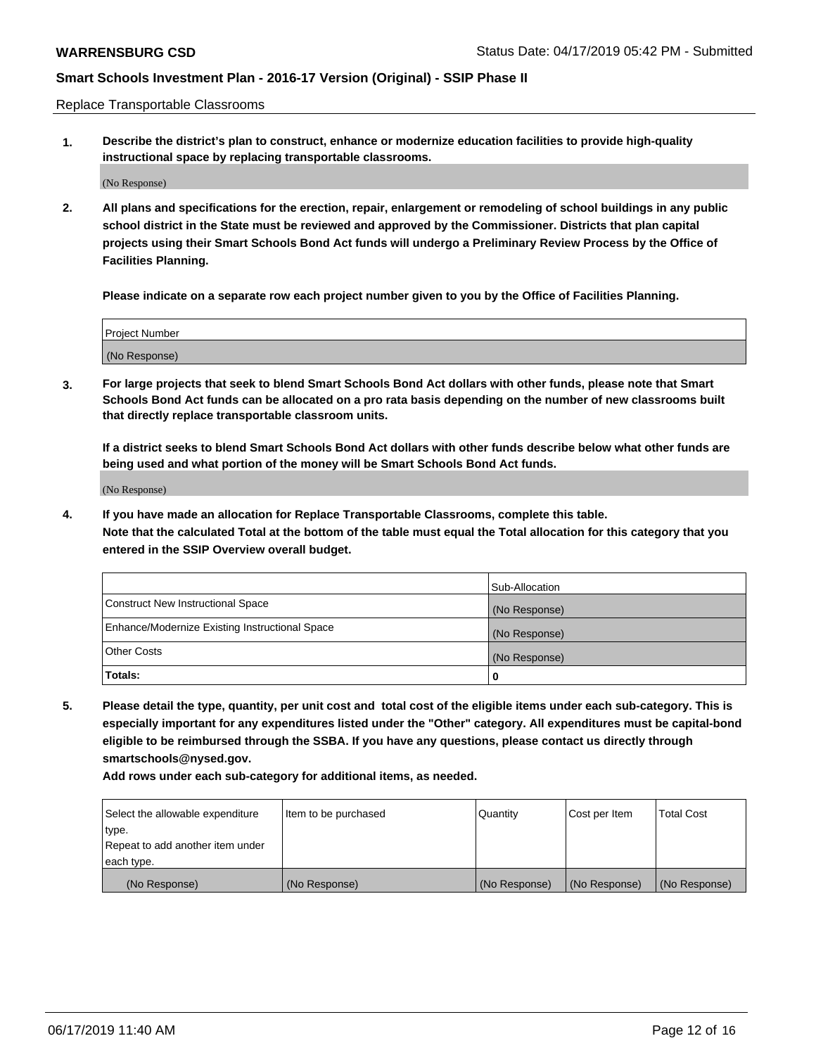Replace Transportable Classrooms

1. **Describe the district's plan to construct, enhance or modernize education facilities to provide high-quality instructional space by replacing transportable classrooms.**

(No Response)

2. **All plans and specifications for the erection, repair, enlargement or remodeling of school buildings in any public school district in the State must be reviewed and approved by the Commissioner. Districts that plan capital projects using their Smart Schools Bond Act funds will undergo a Preliminary Review Process by the Office of Facilities Planning.**

**Please indicate on a separate row each project number given to you by the Office of Facilities Planning.**

| Project Number |
|---|
| (No Response) |

3. **For large projects that seek to blend Smart Schools Bond Act dollars with other funds, please note that Smart Schools Bond Act funds can be allocated on a pro rata basis depending on the number of new classrooms built that directly replace transportable classroom units.**

**If a district seeks to blend Smart Schools Bond Act dollars with other funds describe below what other funds are being used and what portion of the money will be Smart Schools Bond Act funds.**

(No Response)

4. **If you have made an allocation for Replace Transportable Classrooms, complete this table. Note that the calculated Total at the bottom of the table must equal the Total allocation for this category that you entered in the SSIP Overview overall budget.**

| | Sub-Allocation |
|---|---|
| Construct New Instructional Space | (No Response) |
| Enhance/Modernize Existing Instructional Space | (No Response) |
| Other Costs | (No Response) |
| **Totals:** | **0** |

5. **Please detail the type, quantity, per unit cost and total cost of the eligible items under each sub-category. This is especially important for any expenditures listed under the "Other" category. All expenditures must be capital-bond eligible to be reimbursed through the SSBA. If you have any questions, please contact us directly through smartschools@nysed.gov.**

**Add rows under each sub-category for additional items, as needed.**

| Select the allowable expenditure type. Repeat to add another item under each type. | Item to be purchased | Quantity | Cost per Item | Total Cost |
|---|---|---|---|---|
| (No Response) | (No Response) | (No Response) | (No Response) | (No Response) |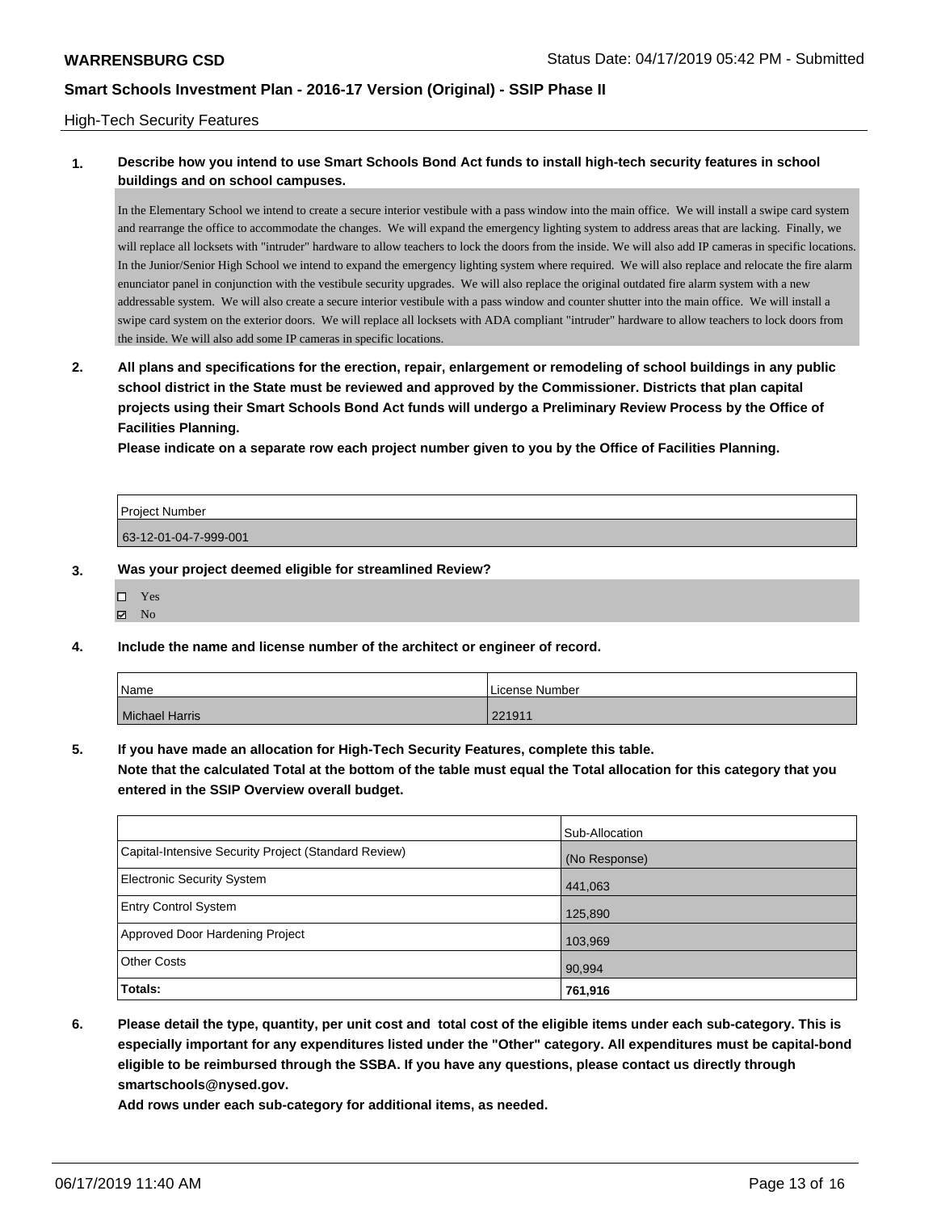High-Tech Security Features

**1. Describe how you intend to use Smart Schools Bond Act funds to install high-tech security features in school buildings and on school campuses.**

In the Elementary School we intend to create a secure interior vestibule with a pass window into the main office. We will install a swipe card system and rearrange the office to accommodate the changes. We will expand the emergency lighting system to address areas that are lacking. Finally, we will replace all locksets with "intruder" hardware to allow teachers to lock the doors from the inside. We will also add IP cameras in specific locations. In the Junior/Senior High School we intend to expand the emergency lighting system where required. We will also replace and relocate the fire alarm enunciator panel in conjunction with the vestibule security upgrades. We will also replace the original outdated fire alarm system with a new addressable system. We will also create a secure interior vestibule with a pass window and counter shutter into the main office. We will install a swipe card system on the exterior doors. We will replace all locksets with ADA compliant "intruder" hardware to allow teachers to lock doors from the inside. We will also add some IP cameras in specific locations.

**2. All plans and specifications for the erection, repair, enlargement or remodeling of school buildings in any public school district in the State must be reviewed and approved by the Commissioner. Districts that plan capital projects using their Smart Schools Bond Act funds will undergo a Preliminary Review Process by the Office of Facilities Planning.**

**Please indicate on a separate row each project number given to you by the Office of Facilities Planning.**

| Project Number |
| --- |
| 63-12-01-04-7-999-001 |

**3. Was your project deemed eligible for streamlined Review?**

- ☐ Yes
- ☑ No

**4. Include the name and license number of the architect or engineer of record.**

| Name | License Number |
| --- | --- |
| Michael Harris | 221911 |

**5. If you have made an allocation for High-Tech Security Features, complete this table.**

**Note that the calculated Total at the bottom of the table must equal the Total allocation for this category that you entered in the SSIP Overview overall budget.**

| | Sub-Allocation |
| --- | --- |
| Capital-Intensive Security Project (Standard Review) | (No Response) |
| Electronic Security System | 441,063 |
| Entry Control System | 125,890 |
| Approved Door Hardening Project | 103,969 |
| Other Costs | 90,994 |
| **Totals:** | **761,916** |

**6. Please detail the type, quantity, per unit cost and total cost of the eligible items under each sub-category. This is especially important for any expenditures listed under the "Other" category. All expenditures must be capital-bond eligible to be reimbursed through the SSBA. If you have any questions, please contact us directly through smartschools@nysed.gov.**

**Add rows under each sub-category for additional items, as needed.**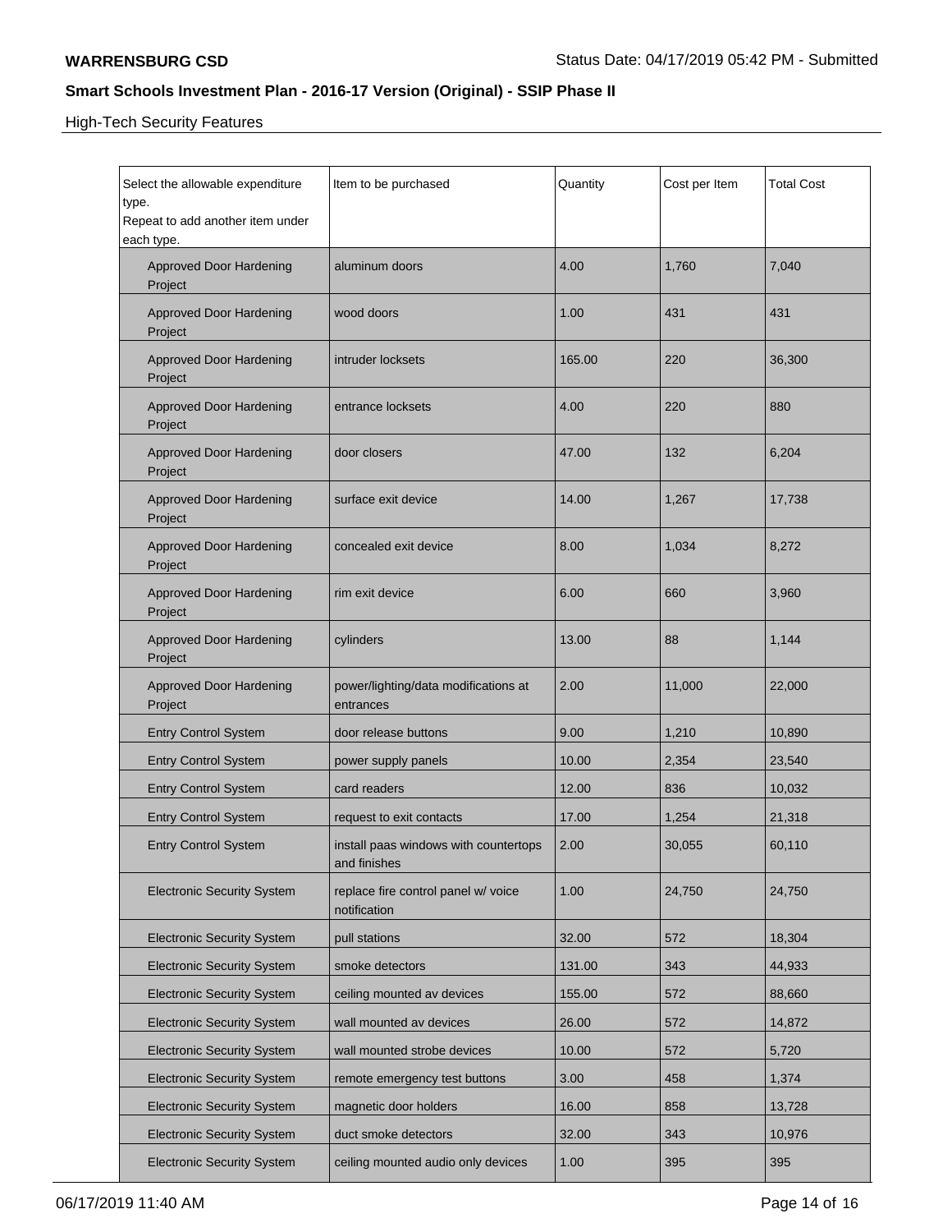High-Tech Security Features

| Select the allowable expenditure type. Repeat to add another item under each type. | Item to be purchased | Quantity | Cost per Item | Total Cost |
|---|---|---|---|---|
| Approved Door Hardening Project | aluminum doors | 4.00 | 1,760 | 7,040 |
| Approved Door Hardening Project | wood doors | 1.00 | 431 | 431 |
| Approved Door Hardening Project | intruder locksets | 165.00 | 220 | 36,300 |
| Approved Door Hardening Project | entrance locksets | 4.00 | 220 | 880 |
| Approved Door Hardening Project | door closers | 47.00 | 132 | 6,204 |
| Approved Door Hardening Project | surface exit device | 14.00 | 1,267 | 17,738 |
| Approved Door Hardening Project | concealed exit device | 8.00 | 1,034 | 8,272 |
| Approved Door Hardening Project | rim exit device | 6.00 | 660 | 3,960 |
| Approved Door Hardening Project | cylinders | 13.00 | 88 | 1,144 |
| Approved Door Hardening Project | power/lighting/data modifications at entrances | 2.00 | 11,000 | 22,000 |
| Entry Control System | door release buttons | 9.00 | 1,210 | 10,890 |
| Entry Control System | power supply panels | 10.00 | 2,354 | 23,540 |
| Entry Control System | card readers | 12.00 | 836 | 10,032 |
| Entry Control System | request to exit contacts | 17.00 | 1,254 | 21,318 |
| Entry Control System | install paas windows with countertops and finishes | 2.00 | 30,055 | 60,110 |
| Electronic Security System | replace fire control panel w/ voice notification | 1.00 | 24,750 | 24,750 |
| Electronic Security System | pull stations | 32.00 | 572 | 18,304 |
| Electronic Security System | smoke detectors | 131.00 | 343 | 44,933 |
| Electronic Security System | ceiling mounted av devices | 155.00 | 572 | 88,660 |
| Electronic Security System | wall mounted av devices | 26.00 | 572 | 14,872 |
| Electronic Security System | wall mounted strobe devices | 10.00 | 572 | 5,720 |
| Electronic Security System | remote emergency test buttons | 3.00 | 458 | 1,374 |
| Electronic Security System | magnetic door holders | 16.00 | 858 | 13,728 |
| Electronic Security System | duct smoke detectors | 32.00 | 343 | 10,976 |
| Electronic Security System | ceiling mounted audio only devices | 1.00 | 395 | 395 |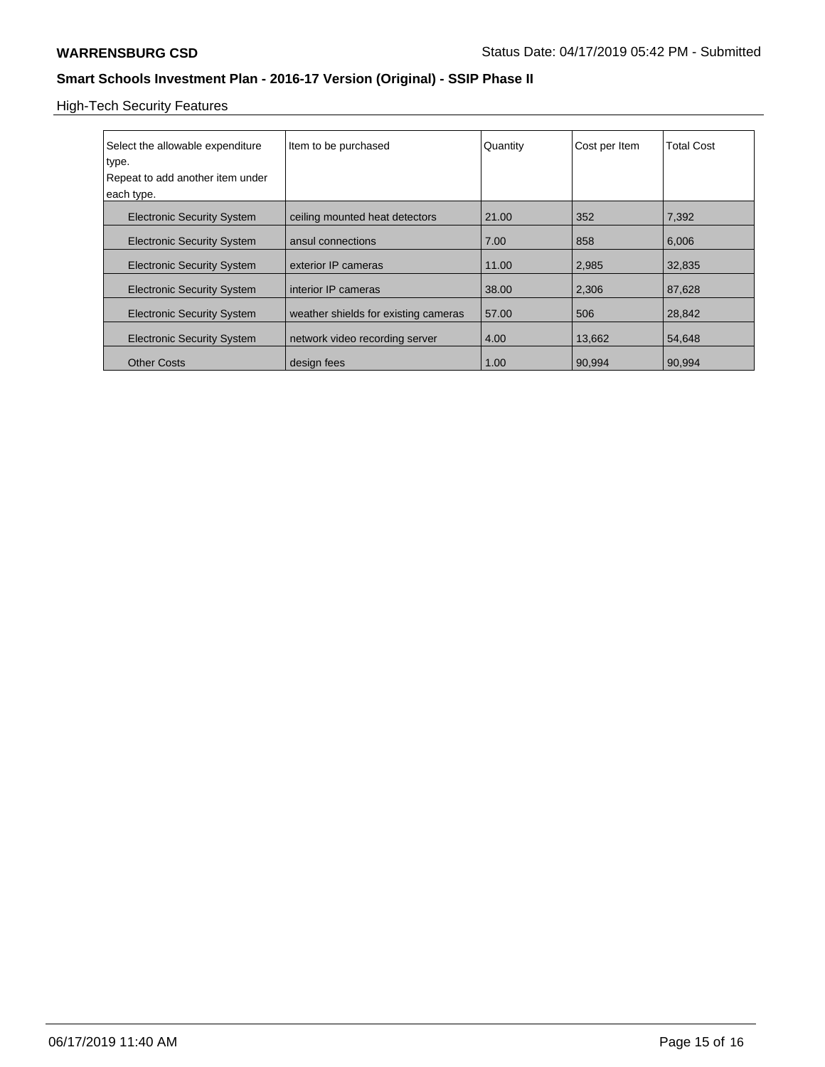High-Tech Security Features

| Select the allowable expenditure type. Repeat to add another item under each type. | Item to be purchased | Quantity | Cost per Item | Total Cost |
|---|---|---|---|---|
| Electronic Security System | ceiling mounted heat detectors | 21.00 | 352 | 7,392 |
| Electronic Security System | ansul connections | 7.00 | 858 | 6,006 |
| Electronic Security System | exterior IP cameras | 11.00 | 2,985 | 32,835 |
| Electronic Security System | interior IP cameras | 38.00 | 2,306 | 87,628 |
| Electronic Security System | weather shields for existing cameras | 57.00 | 506 | 28,842 |
| Electronic Security System | network video recording server | 4.00 | 13,662 | 54,648 |
| Other Costs | design fees | 1.00 | 90,994 | 90,994 |